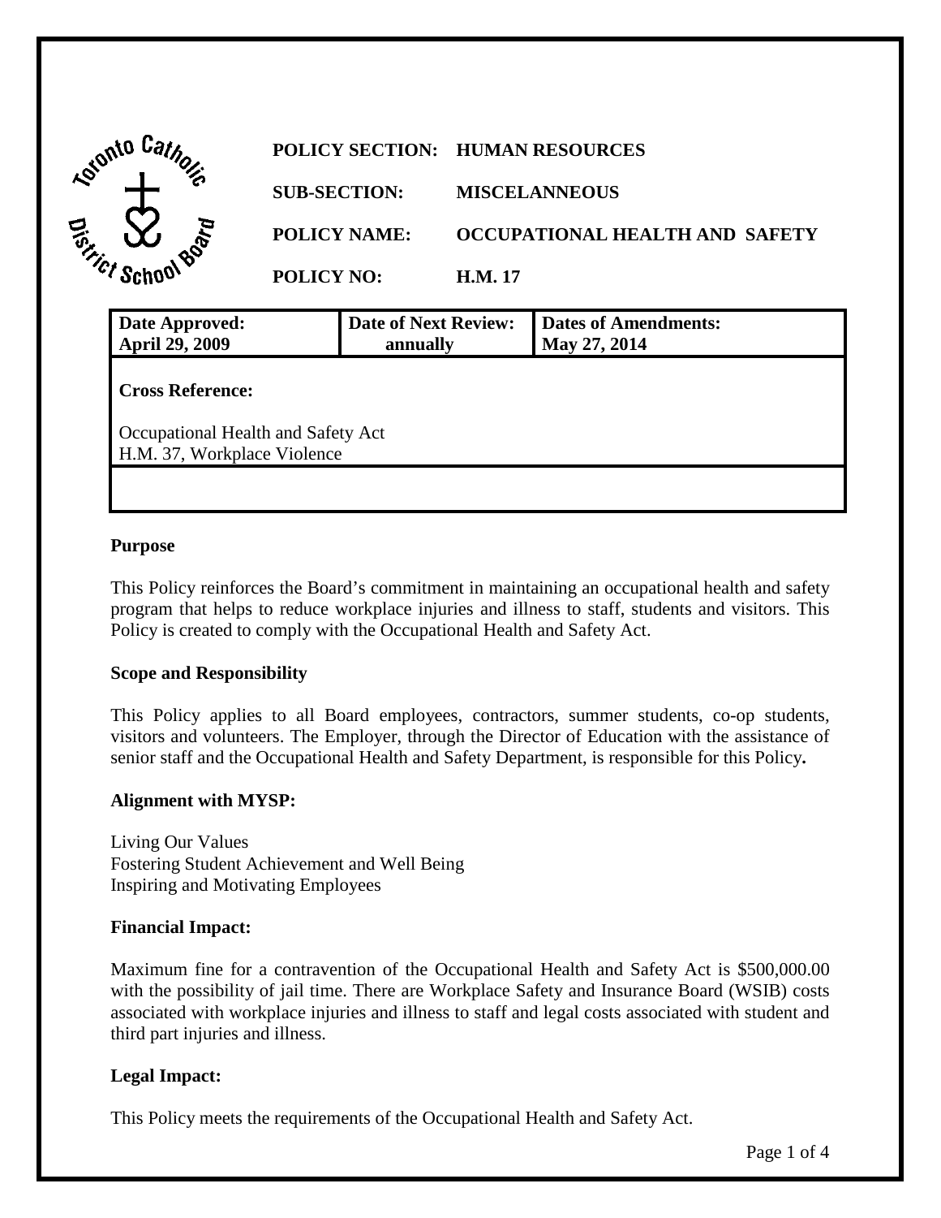**POLICY SECTION:** HUMAN RESOURCES

**SUB-SECTION:** MISCELLANEOUS

**POLICY NAME:** OCCUPATIONAL HEALTH AND SAFETY

**POLICY NO:** H.M. 17

| Date Approved: April 29, 2009 | Date of Next Review: annually | Dates of Amendments: May 27, 2014 |
|---|---|---|

**Cross Reference:**

Occupational Health and Safety Act
H.M. 37, Workplace Violence

**Purpose**

This Policy reinforces the Board's commitment in maintaining an occupational health and safety program that helps to reduce workplace injuries and illness to staff, students and visitors. This Policy is created to comply with the Occupational Health and Safety Act.

**Scope and Responsibility**

This Policy applies to all Board employees, contractors, summer students, co-op students, visitors and volunteers. The Employer, through the Director of Education with the assistance of senior staff and the Occupational Health and Safety Department, is responsible for this Policy**.**

**Alignment with MYSP:**

Living Our Values
Fostering Student Achievement and Well Being
Inspiring and Motivating Employees

**Financial Impact:**

Maximum fine for a contravention of the Occupational Health and Safety Act is $500,000.00 with the possibility of jail time. There are Workplace Safety and Insurance Board (WSIB) costs associated with workplace injuries and illness to staff and legal costs associated with student and third part injuries and illness.

**Legal Impact:**

This Policy meets the requirements of the Occupational Health and Safety Act.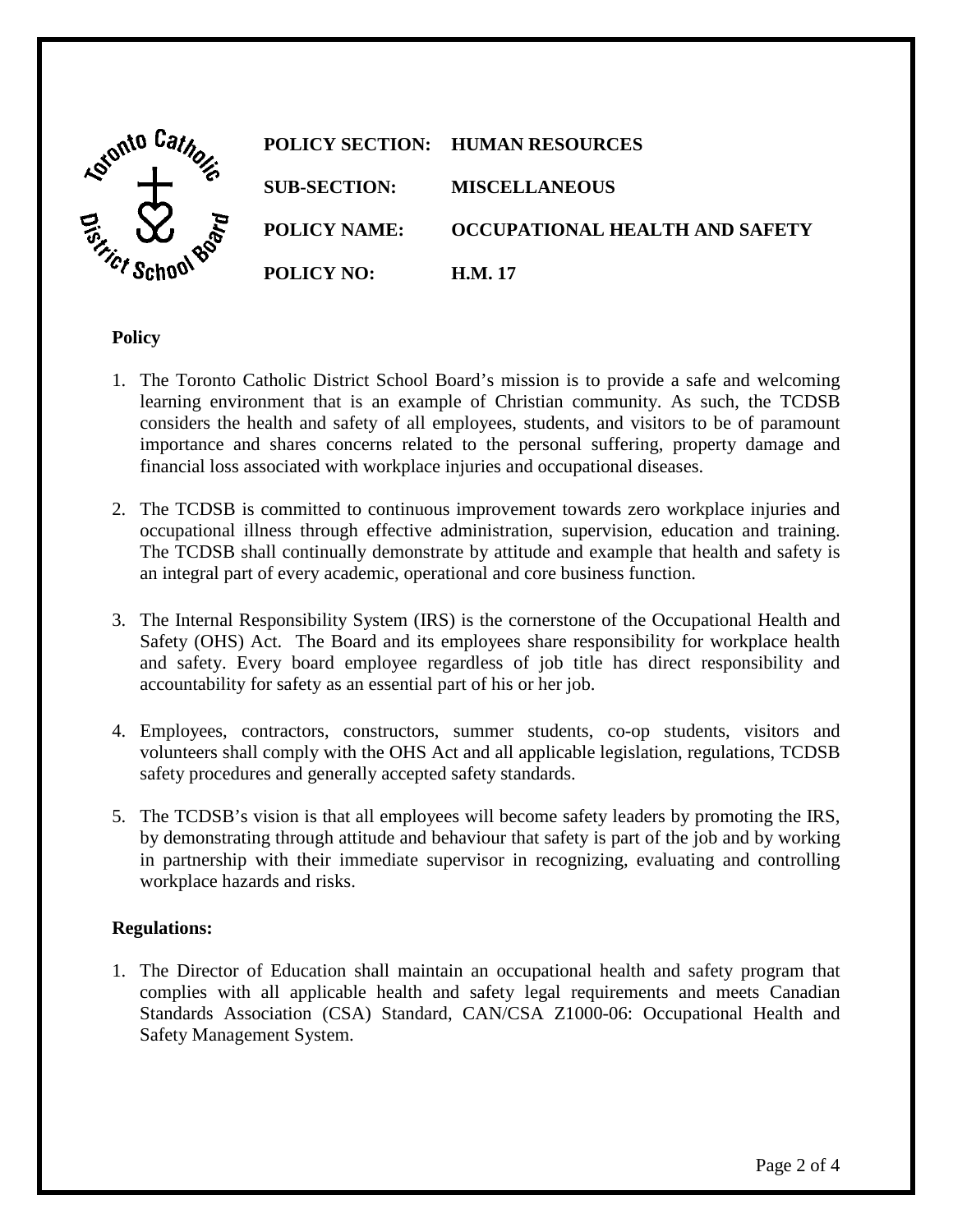**POLICY SECTION:** HUMAN RESOURCES

**SUB-SECTION:** MISCELLANEOUS

**POLICY NAME:** OCCUPATIONAL HEALTH AND SAFETY

**POLICY NO:** H.M. 17

## Policy

1. The Toronto Catholic District School Board's mission is to provide a safe and welcoming learning environment that is an example of Christian community. As such, the TCDSB considers the health and safety of all employees, students, and visitors to be of paramount importance and shares concerns related to the personal suffering, property damage and financial loss associated with workplace injuries and occupational diseases.

2. The TCDSB is committed to continuous improvement towards zero workplace injuries and occupational illness through effective administration, supervision, education and training. The TCDSB shall continually demonstrate by attitude and example that health and safety is an integral part of every academic, operational and core business function.

3. The Internal Responsibility System (IRS) is the cornerstone of the Occupational Health and Safety (OHS) Act. The Board and its employees share responsibility for workplace health and safety. Every board employee regardless of job title has direct responsibility and accountability for safety as an essential part of his or her job.

4. Employees, contractors, constructors, summer students, co-op students, visitors and volunteers shall comply with the OHS Act and all applicable legislation, regulations, TCDSB safety procedures and generally accepted safety standards.

5. The TCDSB's vision is that all employees will become safety leaders by promoting the IRS, by demonstrating through attitude and behaviour that safety is part of the job and by working in partnership with their immediate supervisor in recognizing, evaluating and controlling workplace hazards and risks.

## Regulations:

1. The Director of Education shall maintain an occupational health and safety program that complies with all applicable health and safety legal requirements and meets Canadian Standards Association (CSA) Standard, CAN/CSA Z1000-06: Occupational Health and Safety Management System.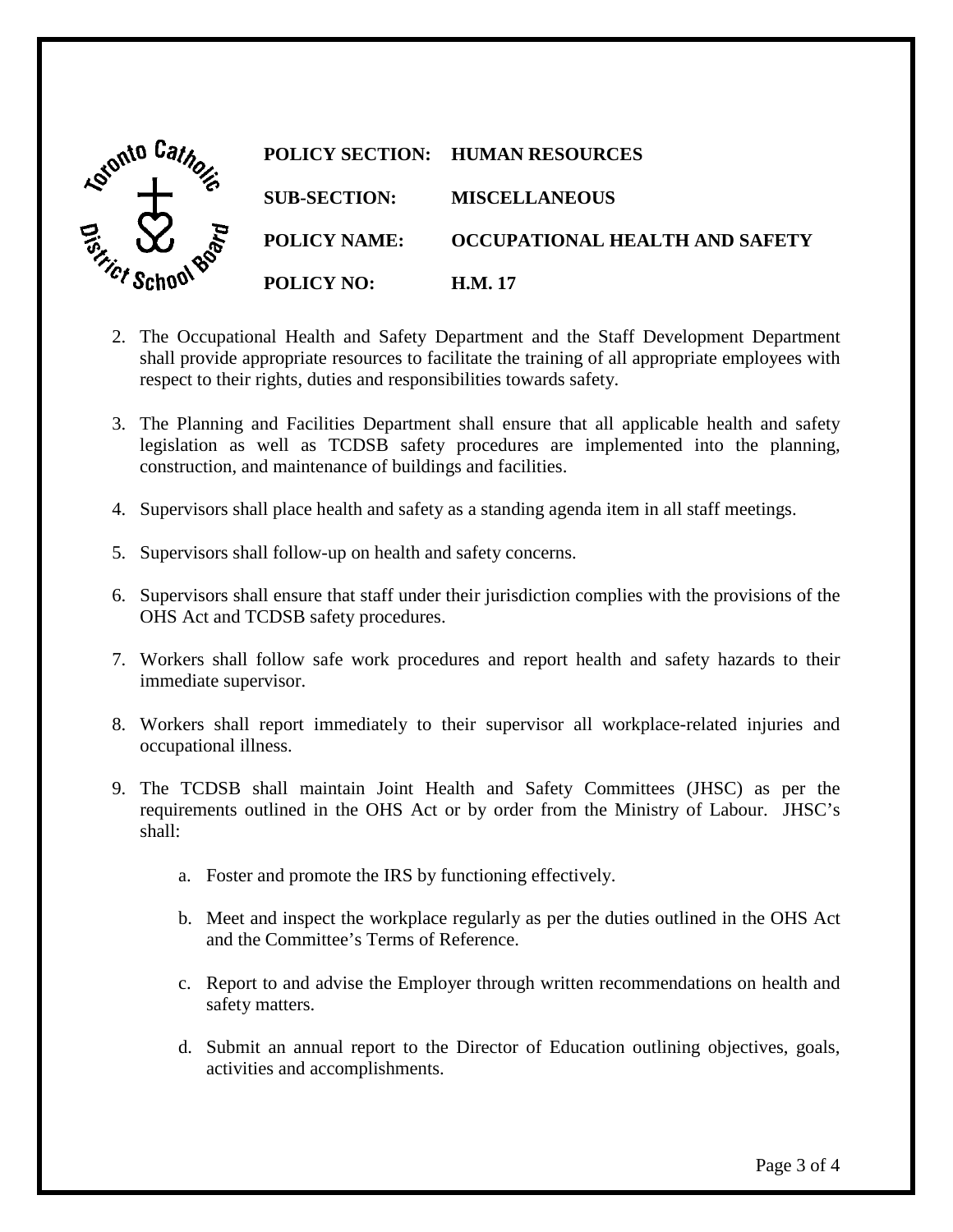**POLICY SECTION:** HUMAN RESOURCES

**SUB-SECTION:** MISCELLANEOUS

**POLICY NAME:** OCCUPATIONAL HEALTH AND SAFETY

**POLICY NO:** H.M. 17

2. The Occupational Health and Safety Department and the Staff Development Department shall provide appropriate resources to facilitate the training of all appropriate employees with respect to their rights, duties and responsibilities towards safety.

3. The Planning and Facilities Department shall ensure that all applicable health and safety legislation as well as TCDSB safety procedures are implemented into the planning, construction, and maintenance of buildings and facilities.

4. Supervisors shall place health and safety as a standing agenda item in all staff meetings.

5. Supervisors shall follow-up on health and safety concerns.

6. Supervisors shall ensure that staff under their jurisdiction complies with the provisions of the OHS Act and TCDSB safety procedures.

7. Workers shall follow safe work procedures and report health and safety hazards to their immediate supervisor.

8. Workers shall report immediately to their supervisor all workplace-related injuries and occupational illness.

9. The TCDSB shall maintain Joint Health and Safety Committees (JHSC) as per the requirements outlined in the OHS Act or by order from the Ministry of Labour. JHSC's shall:

    a. Foster and promote the IRS by functioning effectively.

    b. Meet and inspect the workplace regularly as per the duties outlined in the OHS Act and the Committee's Terms of Reference.

    c. Report to and advise the Employer through written recommendations on health and safety matters.

    d. Submit an annual report to the Director of Education outlining objectives, goals, activities and accomplishments.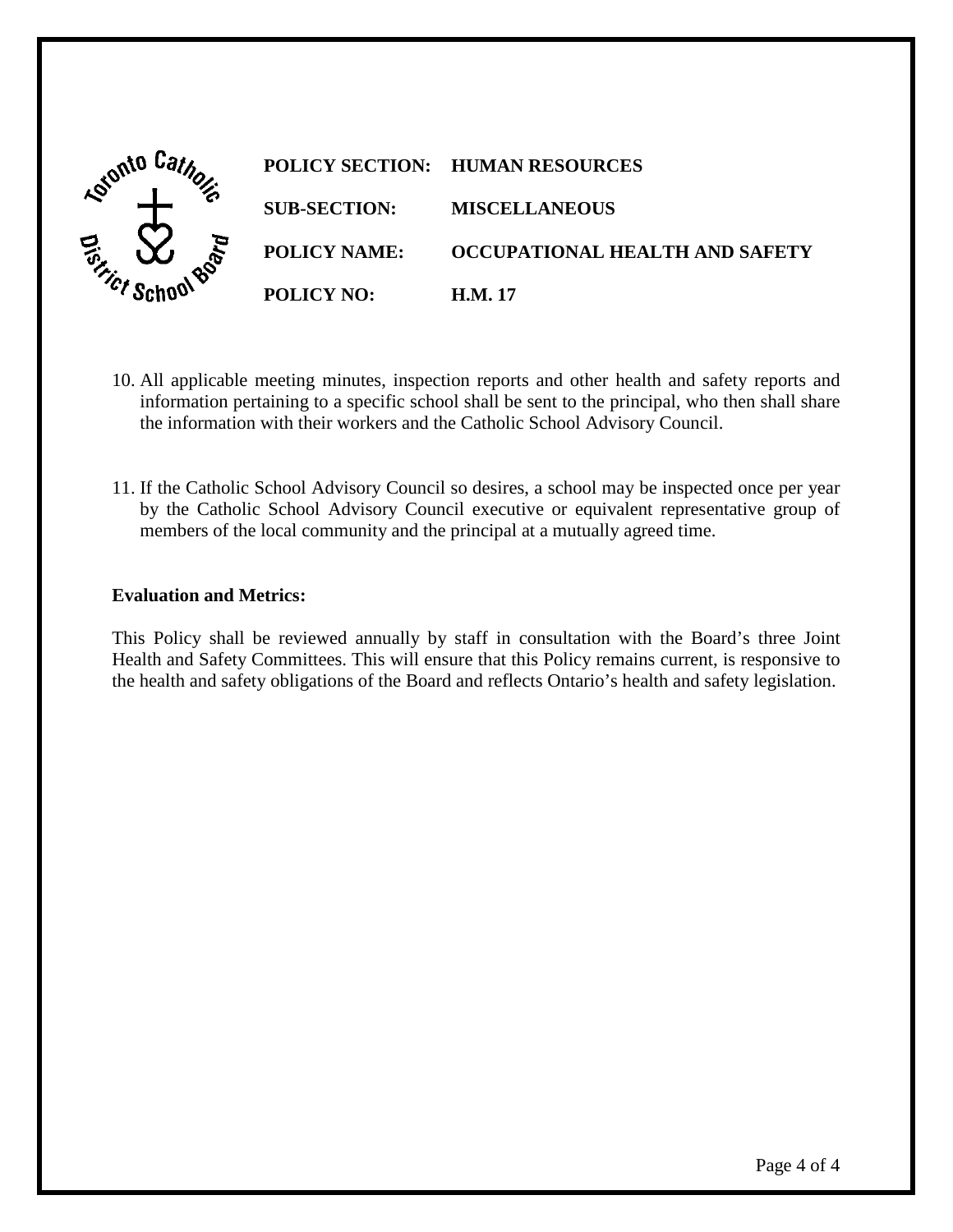10. All applicable meeting minutes, inspection reports and other health and safety reports and information pertaining to a specific school shall be sent to the principal, who then shall share the information with their workers and the Catholic School Advisory Council.

11. If the Catholic School Advisory Council so desires, a school may be inspected once per year by the Catholic School Advisory Council executive or equivalent representative group of members of the local community and the principal at a mutually agreed time.

**Evaluation and Metrics:**

This Policy shall be reviewed annually by staff in consultation with the Board's three Joint Health and Safety Committees. This will ensure that this Policy remains current, is responsive to the health and safety obligations of the Board and reflects Ontario's health and safety legislation.